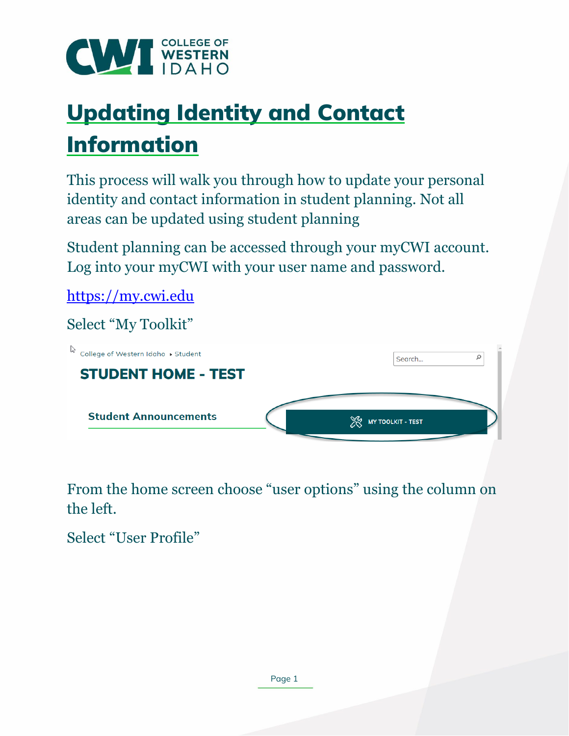# Updating Identity and Contact Information

This process will walk you through how to update your personal identity and contact information in student planning. Not all areas can be updated using student planning

Student planning can be accessed through your myCWI account. Log into your myCWI with your user name and password.

https://my.cwi.edu

Select "My Toolkit"

College of Western Idaho ▸ Student

STUDENT HOME - TEST

Student Announcements

MY TOOLKIT - TEST

From the home screen choose "user options" using the column on the left.

Select "User Profile"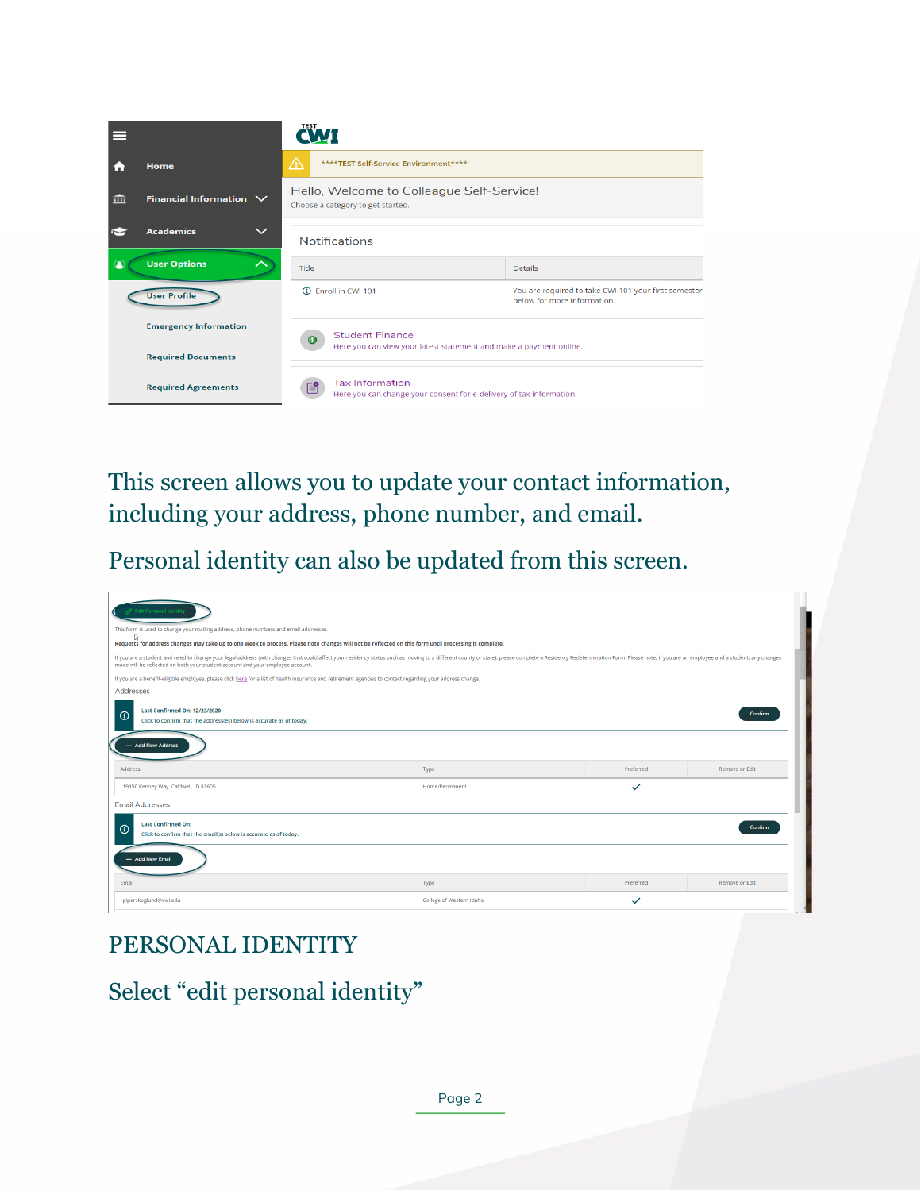This screen allows you to update your contact information, including your address, phone number, and email.

Personal identity can also be updated from this screen.

## PERSONAL IDENTITY

Select "edit personal identity"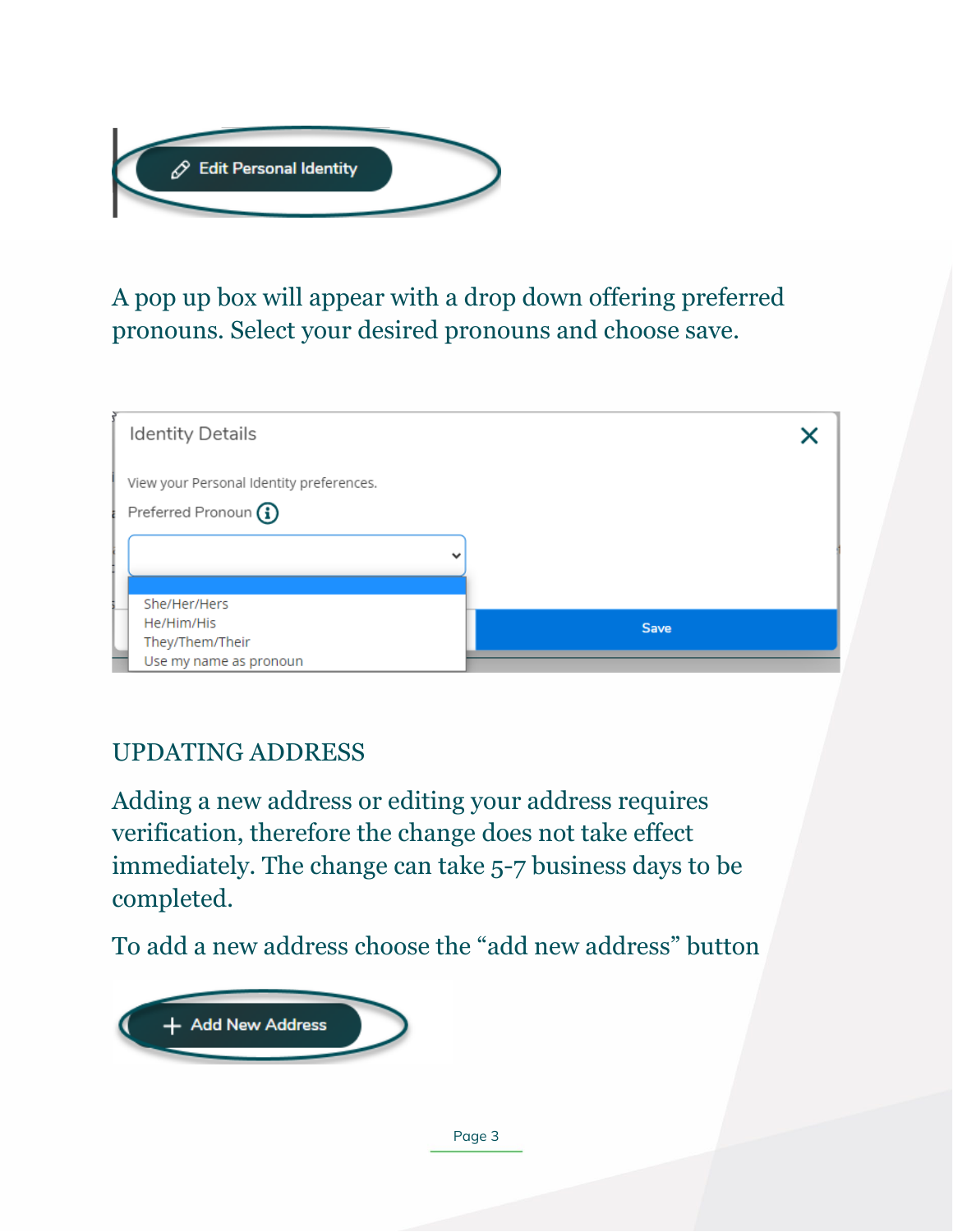Edit Personal Identity

A pop up box will appear with a drop down offering preferred pronouns. Select your desired pronouns and choose save.

Identity Details

View your Personal Identity preferences.

Preferred Pronoun

- She/Her/Hers
- He/Him/His
- They/Them/Their
- Use my name as pronoun

Save

## UPDATING ADDRESS

Adding a new address or editing your address requires verification, therefore the change does not take effect immediately. The change can take 5-7 business days to be completed.

To add a new address choose the "add new address" button

+ Add New Address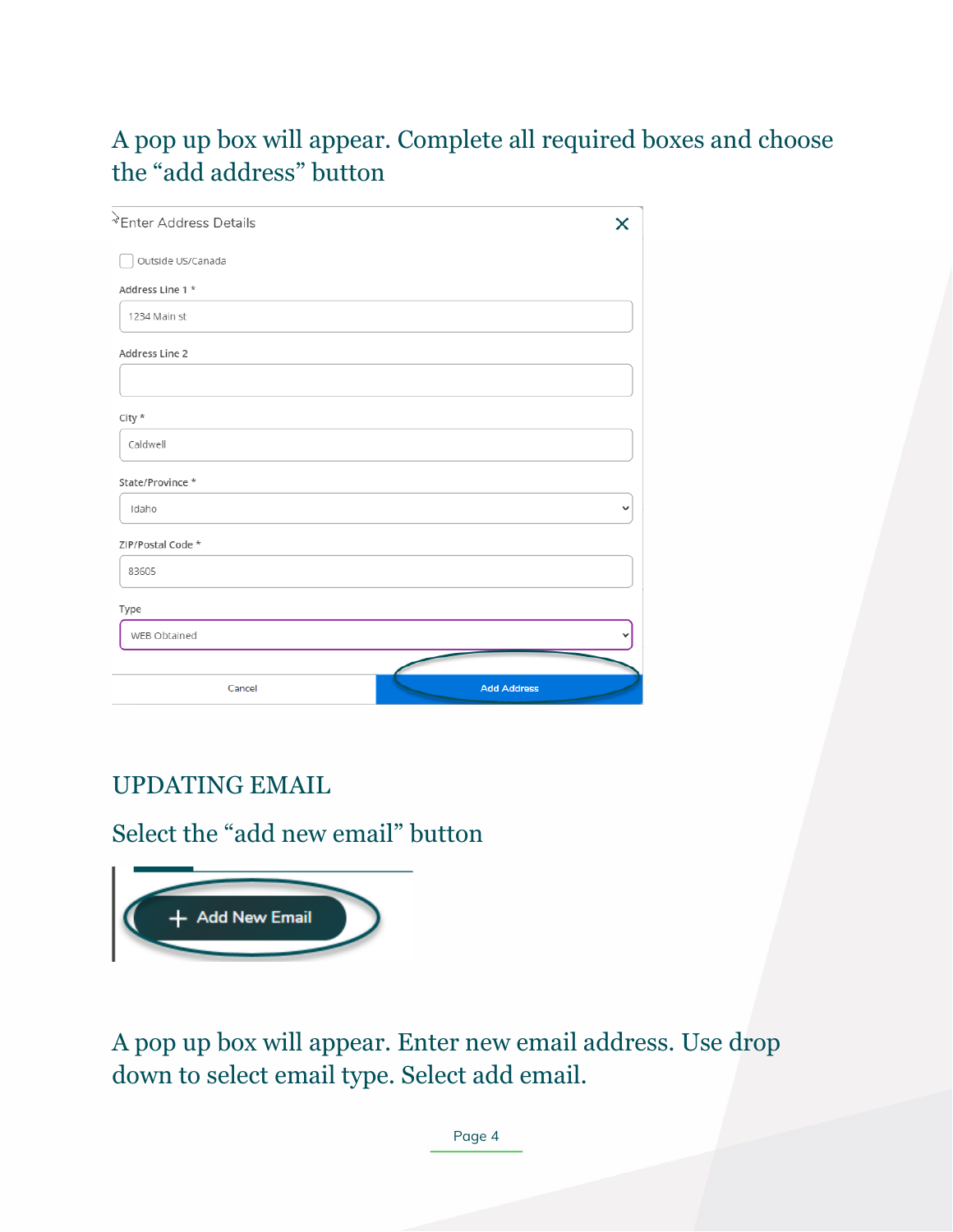A pop up box will appear. Complete all required boxes and choose the "add address" button

Enter Address Details

Outside US/Canada

Address Line 1 *

1234 Main st

Address Line 2

City *

Caldwell

State/Province *

Idaho

ZIP/Postal Code *

83605

Type

WEB Obtained

Cancel

Add Address

## UPDATING EMAIL

Select the "add new email" button

+ Add New Email

A pop up box will appear. Enter new email address. Use drop down to select email type. Select add email.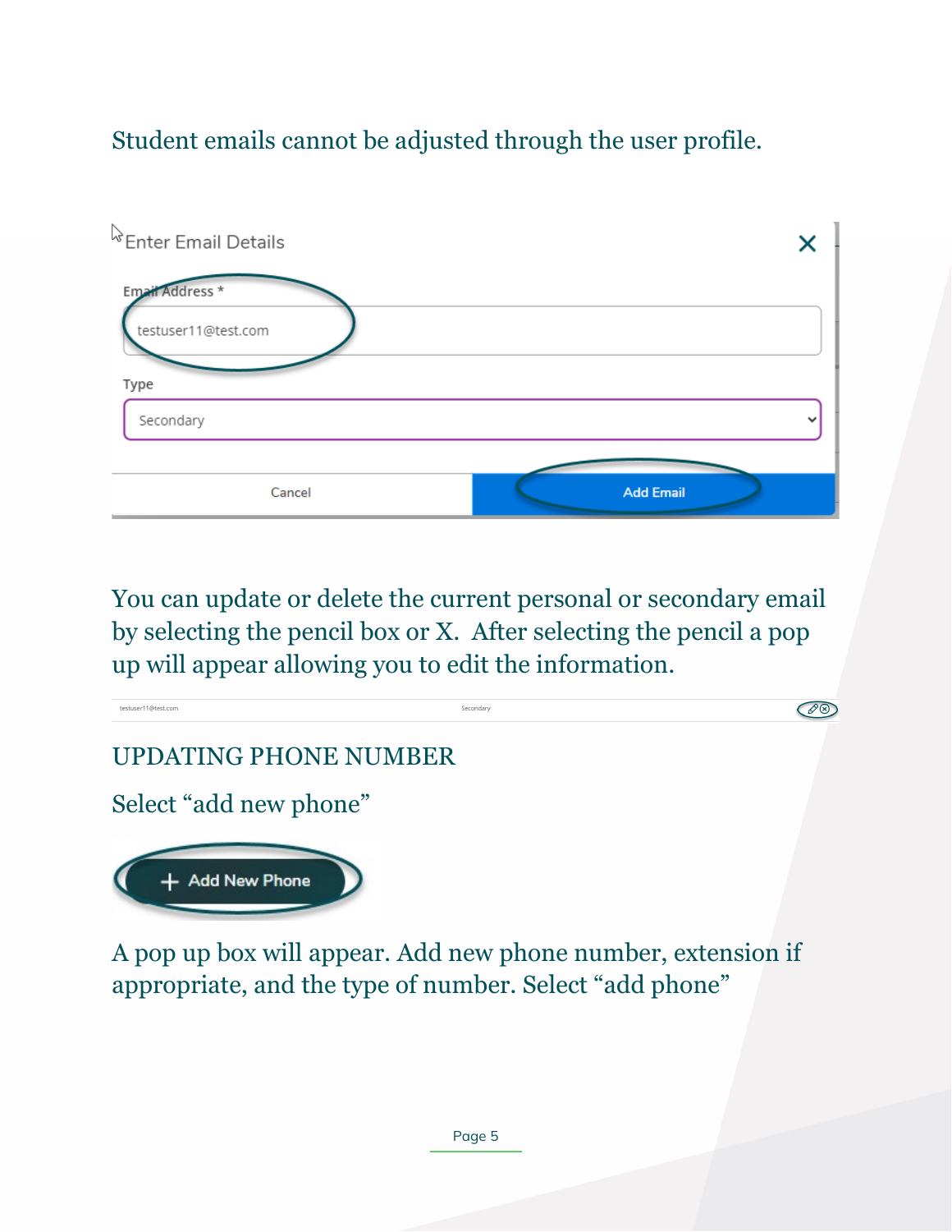Student emails cannot be adjusted through the user profile.

Enter Email Details

Email Address *

testuser11@test.com

Type

Secondary

Cancel | Add Email

You can update or delete the current personal or secondary email by selecting the pencil box or X. After selecting the pencil a pop up will appear allowing you to edit the information.

testuser11@test.com Secondary

## UPDATING PHONE NUMBER

Select "add new phone"

+ Add New Phone

A pop up box will appear. Add new phone number, extension if appropriate, and the type of number. Select "add phone"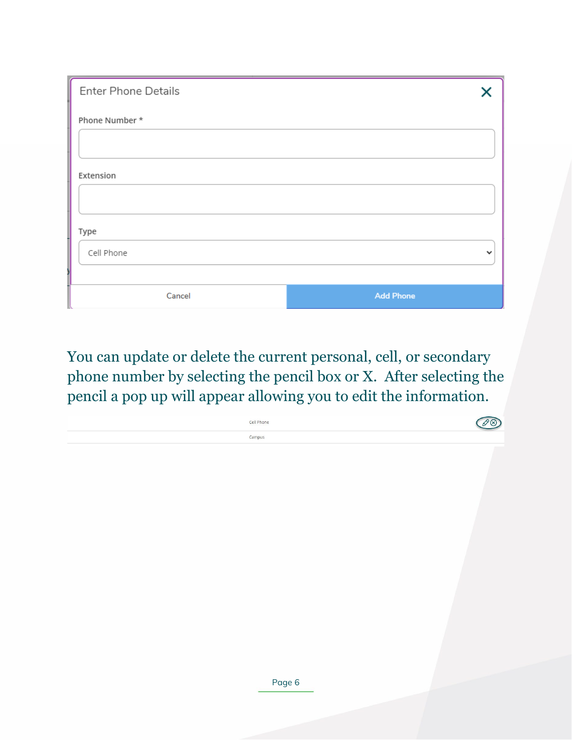Enter Phone Details

Phone Number *

Extension

Type

Cell Phone

Cancel

Add Phone

You can update or delete the current personal, cell, or secondary phone number by selecting the pencil box or X. After selecting the pencil a pop up will appear allowing you to edit the information.

Cell Phone

Campus